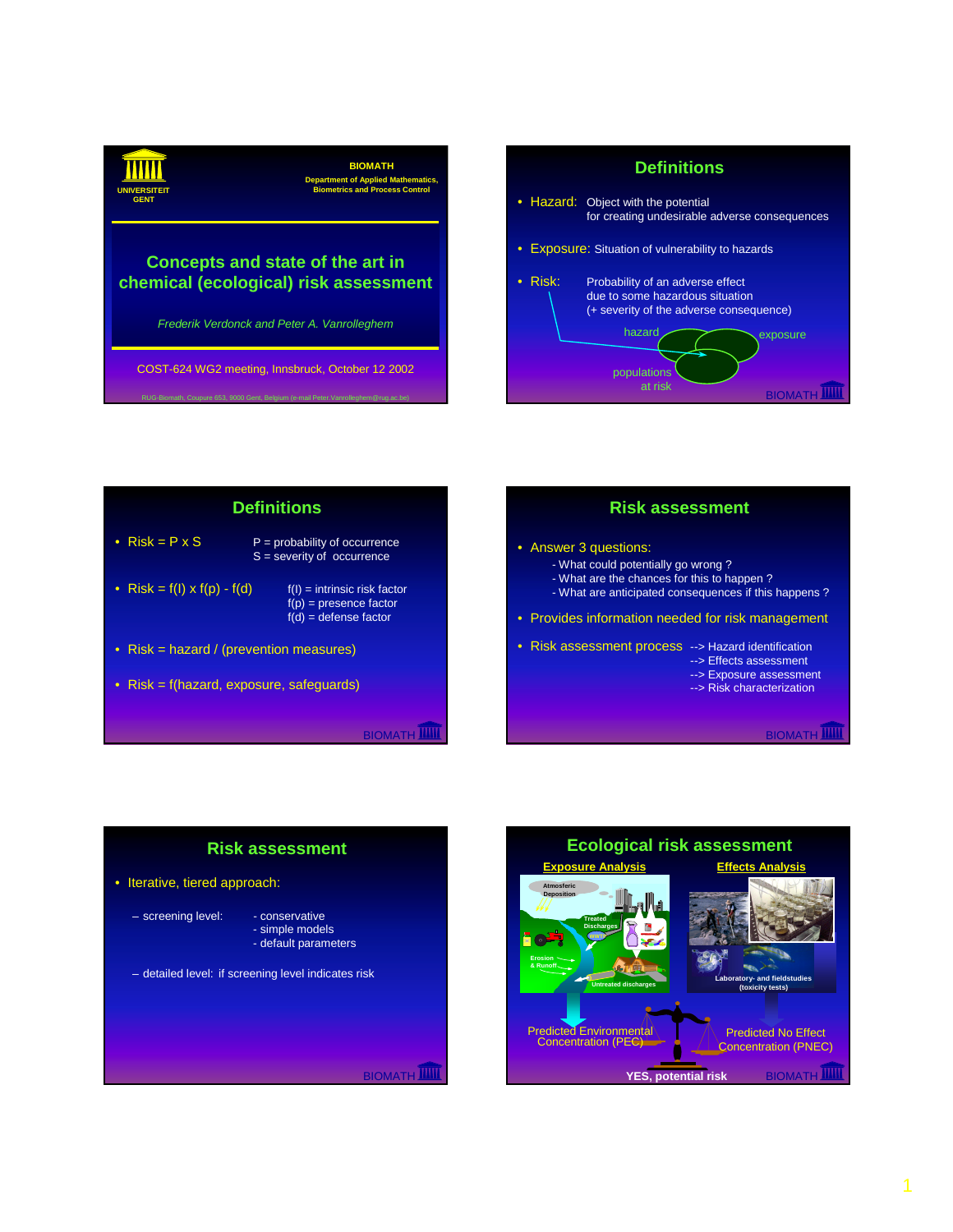UNIVERSITEIT GENT

BIOMATH
Department of Applied Mathematics, Biometrics and Process Control

# Concepts and state of the art in chemical (ecological) risk assessment

*Frederik Verdonck and Peter A. Vanrolleghem*

COST-624 WG2 meeting, Innsbruck, October 12 2002

RUG-Biomath, Coupure 653, 9000 Gent, Belgium (e-mail Peter.Vanrolleghem@rug.ac.be)

## Definitions

- Hazard: Object with the potential for creating undesirable adverse consequences
- Exposure: Situation of vulnerability to hazards
- Risk: Probability of an adverse effect due to some hazardous situation (+ severity of the adverse consequence)

hazard — exposure — populations at risk

## Definitions

- Risk = P x S — P = probability of occurrence; S = severity of occurrence
- Risk = f(I) x f(p) - f(d) — f(I) = intrinsic risk factor; f(p) = presence factor; f(d) = defense factor
- Risk = hazard / (prevention measures)
- Risk = f(hazard, exposure, safeguards)

## Risk assessment

- Answer 3 questions:
  - What could potentially go wrong ?
  - What are the chances for this to happen ?
  - What are anticipated consequences if this happens ?
- Provides information needed for risk management
- Risk assessment process
  - --> Hazard identification
  - --> Effects assessment
  - --> Exposure assessment
  - --> Risk characterization

## Risk assessment

- Iterative, tiered approach:
  - screening level:
    - conservative
    - simple models
    - default parameters
  - detailed level: if screening level indicates risk

## Ecological risk assessment

**Exposure Analysis** — Atmosferic Deposition; Treated Discharges; WWTP; Erosion & Runoff; Untreated discharges

**Effects Analysis** — Laboratory- and fieldstudies (toxicity tests)

Predicted Environmental Concentration (PEC) vs Predicted No Effect Concentration (PNEC)

YES, potential risk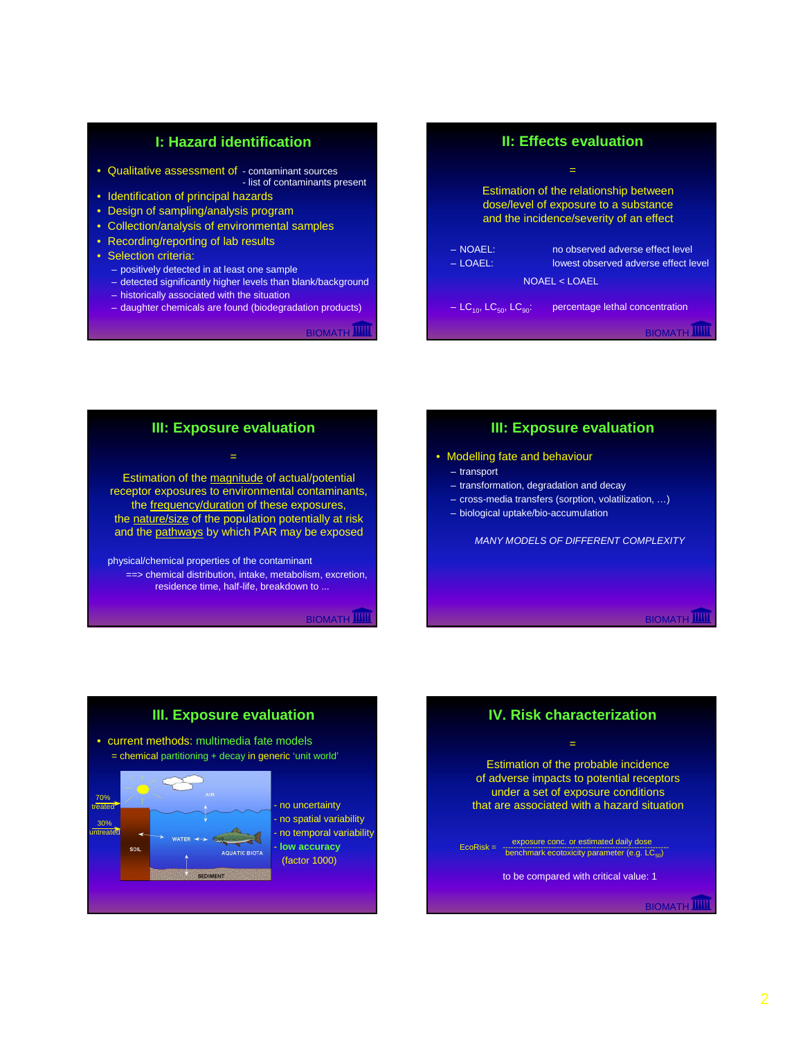## I: Hazard identification

- Qualitative assessment of - contaminant sources
  - list of contaminants present
- Identification of principal hazards
- Design of sampling/analysis program
- Collection/analysis of environmental samples
- Recording/reporting of lab results
- Selection criteria:
  - positively detected in at least one sample
  - detected significantly higher levels than blank/background
  - historically associated with the situation
  - daughter chemicals are found (biodegradation products)

## II: Effects evaluation

=

Estimation of the relationship between dose/level of exposure to a substance and the incidence/severity of an effect

- NOAEL: no observed adverse effect level
- LOAEL: lowest observed adverse effect level

NOAEL < LOAEL

- $LC_{10}$, $LC_{50}$, $LC_{90}$: percentage lethal concentration

## III: Exposure evaluation

=

Estimation of the magnitude of actual/potential receptor exposures to environmental contaminants, the frequency/duration of these exposures, the nature/size of the population potentially at risk and the pathways by which PAR may be exposed

physical/chemical properties of the contaminant
==> chemical distribution, intake, metabolism, excretion, residence time, half-life, breakdown to ...

## III: Exposure evaluation

- Modelling fate and behaviour
  - transport
  - transformation, degradation and decay
  - cross-media transfers (sorption, volatilization, …)
  - biological uptake/bio-accumulation

*MANY MODELS OF DIFFERENT COMPLEXITY*

## III. Exposure evaluation

- current methods: multimedia fate models
  = chemical partitioning + decay in generic 'unit world'

70% treated
30% untreated
AIR
WATER
SOIL
AQUATIC BIOTA
SEDIMENT

- no uncertainty
- no spatial variability
- no temporal variability
- low accuracy (factor 1000)

## IV. Risk characterization

=

Estimation of the probable incidence of adverse impacts to potential receptors under a set of exposure conditions that are associated with a hazard situation

$$\text{EcoRisk} = \frac{\text{exposure conc. or estimated daily dose}}{\text{benchmark ecotoxicity parameter (e.g. } LC_{50}\text{)}}$$

to be compared with critical value: 1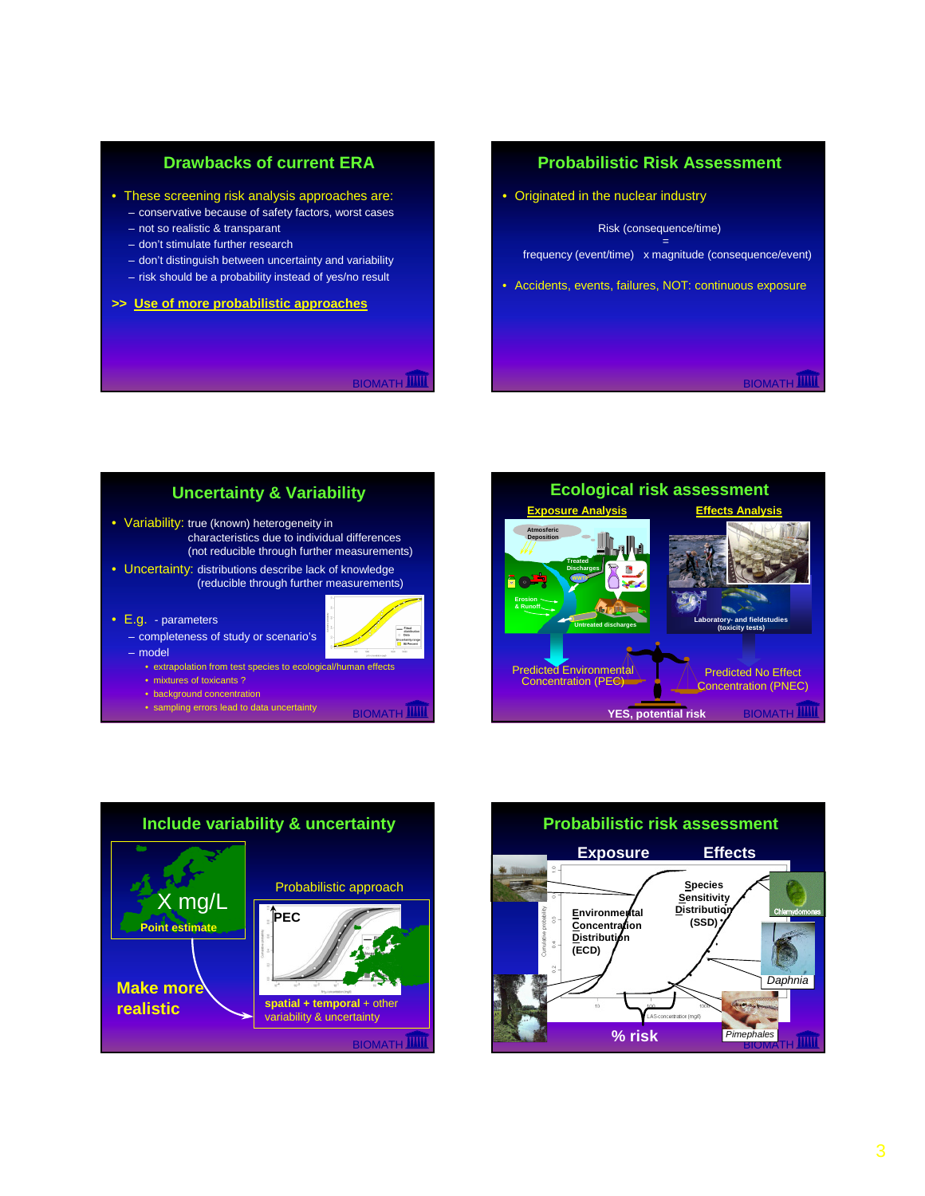## Drawbacks of current ERA

- These screening risk analysis approaches are:
  - conservative because of safety factors, worst cases
  - not so realistic & transparant
  - don't stimulate further research
  - don't distinguish between uncertainty and variability
  - risk should be a probability instead of yes/no result

>> **Use of more probabilistic approaches**

## Probabilistic Risk Assessment

- Originated in the nuclear industry

Risk (consequence/time)
=
frequency (event/time) x magnitude (consequence/event)

- Accidents, events, failures, NOT: continuous exposure

## Uncertainty & Variability

- Variability: true (known) heterogeneity in characteristics due to individual differences (not reducible through further measurements)
- Uncertainty: distributions describe lack of knowledge (reducible through further measurements)
- E.g. - parameters
  - completeness of study or scenario's
  - model
    - extrapolation from test species to ecological/human effects
    - mixtures of toxicants ?
    - background concentration
    - sampling errors lead to data uncertainty

## Ecological risk assessment

**Exposure Analysis** — **Effects Analysis**

Atmosferic Deposition; Treated Discharges; Erosion & Runoff; Untreated discharges; Laboratory- and fieldstudies (toxicity tests)

Predicted Environmental Concentration (PEC) — Predicted No Effect Concentration (PNEC)

YES, potential risk

## Include variability & uncertainty

X mg/L
Point estimate

Make more realistic

Probabilistic approach

PEC

spatial + temporal + other variability & uncertainty

## Probabilistic risk assessment

**Exposure** — **Effects**

Environmental Concentration Distribution (ECD)

Species Sensitivity Distribution (SSD)

Chlamydomonas; *Daphnia*; *Pimephales*

% risk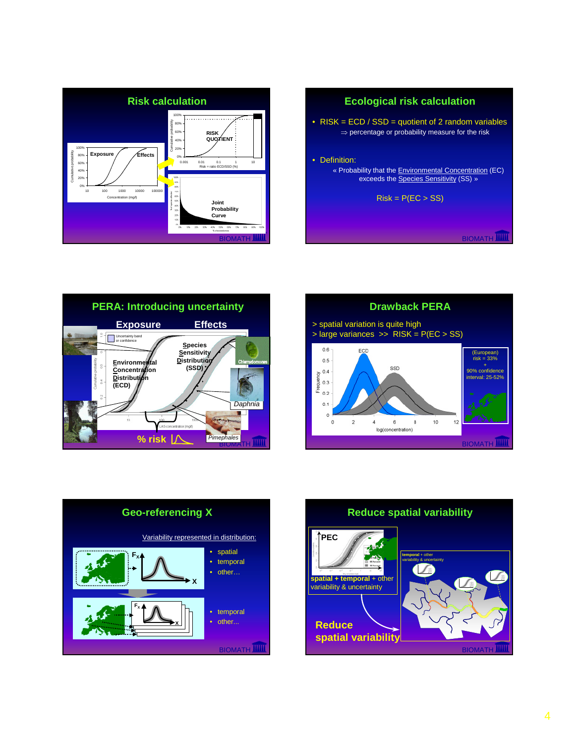## Risk calculation

Exposure — Effects

RISK QUOTIENT

Joint Probability Curve

## Ecological risk calculation

- RISK = ECD / SSD = quotient of 2 random variables
  ⇒ percentage or probability measure for the risk
- Definition:
  « Probability that the Environmental Concentration (EC) exceeds the Species Sensitivity (SS) »

  Risk = P(EC > SS)

## PERA: Introducing uncertainty

Exposure — Effects

Environmental Concentration Distribution (ECD)

Species Sensitivity Distribution (SSD)

Chlamydomonas, Daphnia, Pimephales

% risk

## Drawback PERA

> spatial variation is quite high
> large variances >> RISK = P(EC > SS)

(European) risk = 33% + 90% confidence interval: 25-52%

## Geo-referencing X

Variability represented in distribution:

- spatial
- temporal
- other…

- temporal
- other...

## Reduce spatial variability

PEC

spatial + temporal + other variability & uncertainty

temporal + other variability & uncertainty

Reduce spatial variability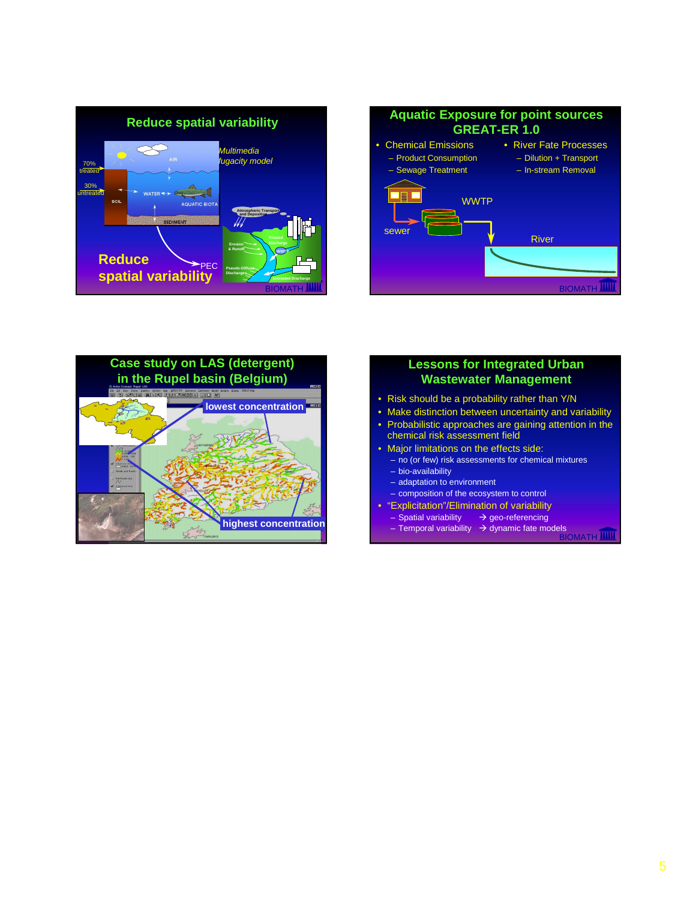## Reduce spatial variability

70% treated

30% untreated

AIR

WATER

SOIL

AQUATIC BIOTA

SEDIMENT

*Multimedia fugacity model*

Atmospheric Transport and Deposition

Erosion & Runoff

Treated Discharge

WWTP

Pseudo-Diffuse Discharges

Untreated Discharge

PEC

**Reduce spatial variability**

BIOMATH

## Aquatic Exposure for point sources GREAT-ER 1.0

- Chemical Emissions
  - Product Consumption
  - Sewage Treatment
- River Fate Processes
  - Dilution + Transport
  - In-stream Removal

WWTP

sewer

River

BIOMATH

## Case study on LAS (detergent) in the Rupel basin (Belgium)

lowest concentration

highest concentration

## Lessons for Integrated Urban Wastewater Management

- Risk should be a probability rather than Y/N
- Make distinction between uncertainty and variability
- Probabilistic approaches are gaining attention in the chemical risk assessment field
- Major limitations on the effects side:
  - no (or few) risk assessments for chemical mixtures
  - bio-availability
  - adaptation to environment
  - composition of the ecosystem to control
- "Explicitation"/Elimination of variability
  - Spatial variability → geo-referencing
  - Temporal variability → dynamic fate models

BIOMATH